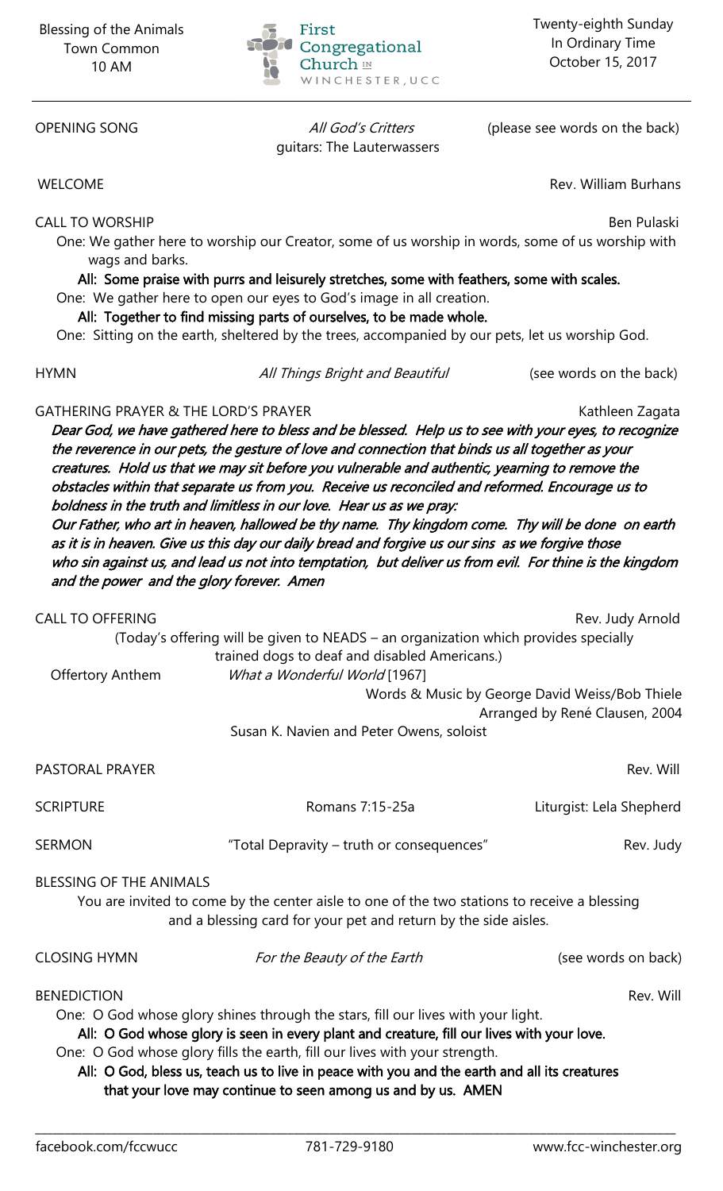Blessing of the Animals
Town Common
10 AM

First Congregational Church in Winchester, UCC

Twenty-eighth Sunday
In Ordinary Time
October 15, 2017

---

OPENING SONG — *All God's Critters* — (please see words on the back)
guitars: The Lauterwassers

WELCOME — Rev. William Burhans

CALL TO WORSHIP — Ben Pulaski

One: We gather here to worship our Creator, some of us worship in words, some of us worship with wags and barks.

**All: Some praise with purrs and leisurely stretches, some with feathers, some with scales.**

One: We gather here to open our eyes to God's image in all creation.

**All: Together to find missing parts of ourselves, to be made whole.**

One: Sitting on the earth, sheltered by the trees, accompanied by our pets, let us worship God.

HYMN — *All Things Bright and Beautiful* — (see words on the back)

GATHERING PRAYER & THE LORD'S PRAYER — Kathleen Zagata

*Dear God, we have gathered here to bless and be blessed. Help us to see with your eyes, to recognize the reverence in our pets, the gesture of love and connection that binds us all together as your creatures. Hold us that we may sit before you vulnerable and authentic, yearning to remove the obstacles within that separate us from you. Receive us reconciled and reformed. Encourage us to boldness in the truth and limitless in our love. Hear us as we pray:*

*Our Father, who art in heaven, hallowed be thy name. Thy kingdom come. Thy will be done on earth as it is in heaven. Give us this day our daily bread and forgive us our sins as we forgive those who sin against us, and lead us not into temptation, but deliver us from evil. For thine is the kingdom and the power and the glory forever. Amen*

CALL TO OFFERING — Rev. Judy Arnold

(Today's offering will be given to NEADS – an organization which provides specially trained dogs to deaf and disabled Americans.)

Offertory Anthem — *What a Wonderful World* [1967]
Words & Music by George David Weiss/Bob Thiele
Arranged by René Clausen, 2004
Susan K. Navien and Peter Owens, soloist

PASTORAL PRAYER — Rev. Will

SCRIPTURE — Romans 7:15-25a — Liturgist: Lela Shepherd

SERMON — "Total Depravity – truth or consequences" — Rev. Judy

BLESSING OF THE ANIMALS

You are invited to come by the center aisle to one of the two stations to receive a blessing and a blessing card for your pet and return by the side aisles.

CLOSING HYMN — *For the Beauty of the Earth* — (see words on back)

BENEDICTION — Rev. Will

One: O God whose glory shines through the stars, fill our lives with your light.

**All: O God whose glory is seen in every plant and creature, fill our lives with your love.**

One: O God whose glory fills the earth, fill our lives with your strength.

**All: O God, bless us, teach us to live in peace with you and the earth and all its creatures that your love may continue to seen among us and by us. AMEN**

---

facebook.com/fccwucc — 781-729-9180 — www.fcc-winchester.org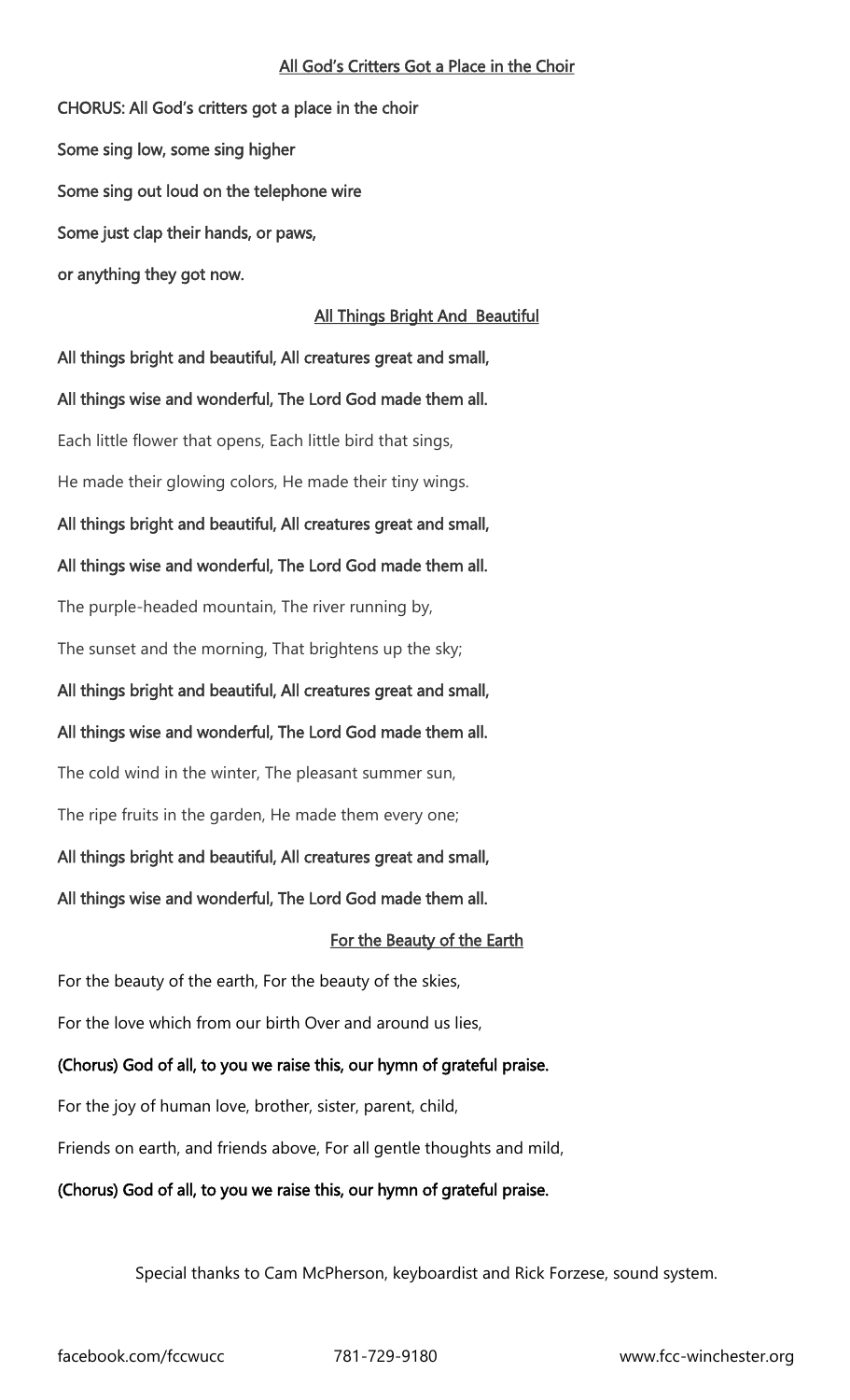## All God's Critters Got a Place in the Choir

**CHORUS: All God's critters got a place in the choir**

**Some sing low, some sing higher**

**Some sing out loud on the telephone wire**

**Some just clap their hands, or paws,**

**or anything they got now.**

## All Things Bright And Beautiful

**All things bright and beautiful, All creatures great and small,**

**All things wise and wonderful, The Lord God made them all.**

Each little flower that opens, Each little bird that sings,

He made their glowing colors, He made their tiny wings.

**All things bright and beautiful, All creatures great and small,**

**All things wise and wonderful, The Lord God made them all.**

The purple-headed mountain, The river running by,

The sunset and the morning, That brightens up the sky;

**All things bright and beautiful, All creatures great and small,**

**All things wise and wonderful, The Lord God made them all.**

The cold wind in the winter, The pleasant summer sun,

The ripe fruits in the garden, He made them every one;

**All things bright and beautiful, All creatures great and small,**

**All things wise and wonderful, The Lord God made them all.**

## For the Beauty of the Earth

For the beauty of the earth, For the beauty of the skies,

For the love which from our birth Over and around us lies,

**(Chorus) God of all, to you we raise this, our hymn of grateful praise.**

For the joy of human love, brother, sister, parent, child,

Friends on earth, and friends above, For all gentle thoughts and mild,

**(Chorus) God of all, to you we raise this, our hymn of grateful praise.**

Special thanks to Cam McPherson, keyboardist and Rick Forzese, sound system.

facebook.com/fccwucc 781-729-9180 www.fcc-winchester.org